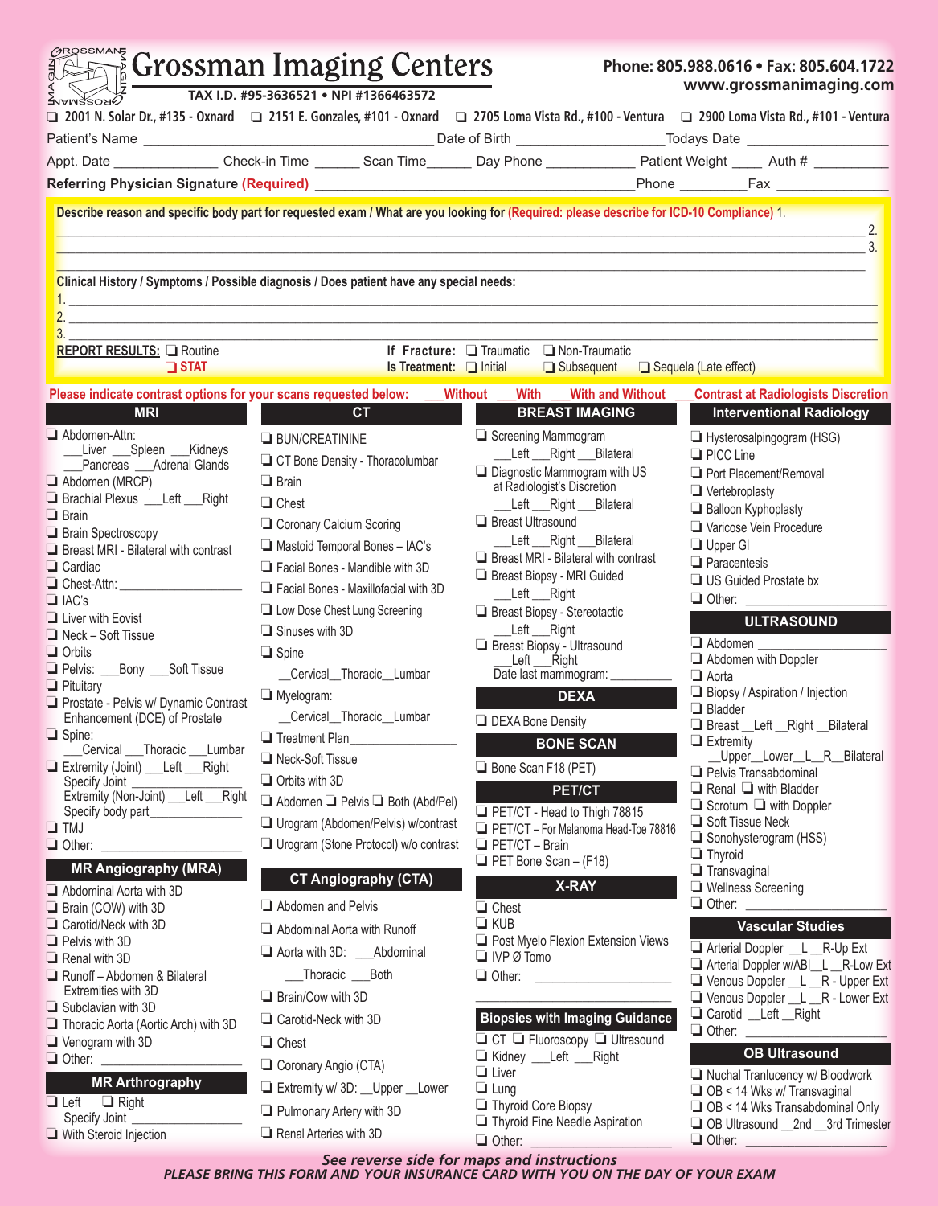# Grossman Imaging Centers

TAX I.D. #95-3636521 • NPI #1366463572

**Phone: 805.988.0616 • Fax: 805.604.1722**
**www.grossmanimaging.com**

❑ 2001 N. Solar Dr., #135 - Oxnard ❑ 2151 E. Gonzales, #101 - Oxnard ❑ 2705 Loma Vista Rd., #100 - Ventura ❑ 2900 Loma Vista Rd., #101 - Ventura

Patient's Name ______________________ Date of Birth ______________ Todays Date ______________

Appt. Date ____________ Check-in Time ______ Scan Time______ Day Phone ___________ Patient Weight ____ Auth # _________

**Referring Physician Signature (Required)** ______________________________ Phone ________ Fax ______________

**Describe reason and specific body part for requested exam / What are you looking for (Required: please describe for ICD-10 Compliance)** 1. ______________________
2. ______________________
3. ______________________

**Clinical History / Symptoms / Possible diagnosis / Does patient have any special needs:**
1. ______________________
2. ______________________
3. ______________________

**REPORT RESULTS:** ❑ Routine ❑ **STAT**

**If Fracture:** ❑ Traumatic ❑ Non-Traumatic
**Is Treatment:** ❑ Initial ❑ Subsequent ❑ Sequela (Late effect)

**Please indicate contrast options for your scans requested below:** ___Without ___With ___With and Without ___Contrast at Radiologists Discretion

## MRI

- ❑ Abdomen-Attn: ___Liver ___Spleen ___Kidneys ___Pancreas ___Adrenal Glands
- ❑ Abdomen (MRCP)
- ❑ Brachial Plexus ___Left ___Right
- ❑ Brain
- ❑ Brain Spectroscopy
- ❑ Breast MRI - Bilateral with contrast
- ❑ Cardiac
- ❑ Chest-Attn: ______________
- ❑ IAC's
- ❑ Liver with Eovist
- ❑ Neck – Soft Tissue
- ❑ Orbits
- ❑ Pelvis: ___Bony ___Soft Tissue
- ❑ Pituitary
- ❑ Prostate - Pelvis w/ Dynamic Contrast Enhancement (DCE) of Prostate
- ❑ Spine: ___Cervical ___Thoracic ___Lumbar
- ❑ Extremity (Joint) ___Left ___Right Specify Joint ______________
- Extremity (Non-Joint) ___Left ___Right Specify body part______________
- ❑ TMJ
- ❑ Other: ______________

## MR Angiography (MRA)

- ❑ Abdominal Aorta with 3D
- ❑ Brain (COW) with 3D
- ❑ Carotid/Neck with 3D
- ❑ Pelvis with 3D
- ❑ Renal with 3D
- ❑ Runoff – Abdomen & Bilateral Extremities with 3D
- ❑ Subclavian with 3D
- ❑ Thoracic Aorta (Aortic Arch) with 3D
- ❑ Venogram with 3D
- ❑ Other: ______________

## MR Arthrography

- ❑ Left ❑ Right Specify Joint ______________
- ❑ With Steroid Injection

## CT

- ❑ BUN/CREATININE
- ❑ CT Bone Density - Thoracolumbar
- ❑ Brain
- ❑ Chest
- ❑ Coronary Calcium Scoring
- ❑ Mastoid Temporal Bones – IAC's
- ❑ Facial Bones - Mandible with 3D
- ❑ Facial Bones - Maxillofacial with 3D
- ❑ Low Dose Chest Lung Screening
- ❑ Sinuses with 3D
- ❑ Spine __Cervical__Thoracic__Lumbar
- ❑ Myelogram: __Cervical__Thoracic__Lumbar
- ❑ Treatment Plan______________
- ❑ Neck-Soft Tissue
- ❑ Orbits with 3D
- ❑ Abdomen ❑ Pelvis ❑ Both (Abd/Pel)
- ❑ Urogram (Abdomen/Pelvis) w/contrast
- ❑ Urogram (Stone Protocol) w/o contrast

## CT Angiography (CTA)

- ❑ Abdomen and Pelvis
- ❑ Abdominal Aorta with Runoff
- ❑ Aorta with 3D: ___Abdominal ___Thoracic ___Both
- ❑ Brain/Cow with 3D
- ❑ Carotid-Neck with 3D
- ❑ Chest
- ❑ Coronary Angio (CTA)
- ❑ Extremity w/ 3D: __Upper __Lower
- ❑ Pulmonary Artery with 3D
- ❑ Renal Arteries with 3D

## BREAST IMAGING

- ❑ Screening Mammogram ___Left ___Right ___Bilateral
- ❑ Diagnostic Mammogram with US at Radiologist's Discretion ___Left ___Right ___Bilateral
- ❑ Breast Ultrasound ___Left ___Right ___Bilateral
- ❑ Breast MRI - Bilateral with contrast
- ❑ Breast Biopsy - MRI Guided ___Left ___Right
- ❑ Breast Biopsy - Stereotactic ___Left ___Right
- ❑ Breast Biopsy - Ultrasound ___Left ___Right
- Date last mammogram: ________

## DEXA

- ❑ DEXA Bone Density

## BONE SCAN

- ❑ Bone Scan F18 (PET)

## PET/CT

- ❑ PET/CT - Head to Thigh 78815
- ❑ PET/CT – For Melanoma Head-Toe 78816
- ❑ PET/CT – Brain
- ❑ PET Bone Scan – (F18)

## X-RAY

- ❑ Chest
- ❑ KUB
- ❑ Post Myelo Flexion Extension Views
- ❑ IVP Ø Tomo
- ❑ Other: ______________

## Biopsies with Imaging Guidance

- ❑ CT ❑ Fluoroscopy ❑ Ultrasound
- ❑ Kidney ___Left ___Right
- ❑ Liver
- ❑ Lung
- ❑ Thyroid Core Biopsy
- ❑ Thyroid Fine Needle Aspiration
- ❑ Other: ______________

## Interventional Radiology

- ❑ Hysterosalpingogram (HSG)
- ❑ PICC Line
- ❑ Port Placement/Removal
- ❑ Vertebroplasty
- ❑ Balloon Kyphoplasty
- ❑ Varicose Vein Procedure
- ❑ Upper GI
- ❑ Paracentesis
- ❑ US Guided Prostate bx
- ❑ Other: ______________

## ULTRASOUND

- ❑ Abdomen ______________
- ❑ Abdomen with Doppler
- ❑ Aorta
- ❑ Biopsy / Aspiration / Injection
- ❑ Bladder
- ❑ Breast __Left __Right __Bilateral
- ❑ Extremity __Upper__Lower__L__R__Bilateral
- ❑ Pelvis Transabdominal
- ❑ Renal ❑ with Bladder
- ❑ Scrotum ❑ with Doppler
- ❑ Soft Tissue Neck
- ❑ Sonohysterogram (HSS)
- ❑ Thyroid
- ❑ Transvaginal
- ❑ Wellness Screening
- ❑ Other: ______________

## Vascular Studies

- ❑ Arterial Doppler __L __R-Up Ext
- ❑ Arterial Doppler w/ABI__L __R-Low Ext
- ❑ Venous Doppler __L __R - Upper Ext
- ❑ Venous Doppler __L __R - Lower Ext
- ❑ Carotid __Left __Right
- ❑ Other: ______________

## OB Ultrasound

- ❑ Nuchal Tranlucency w/ Bloodwork
- ❑ OB < 14 Wks w/ Transvaginal
- ❑ OB < 14 Wks Transabdominal Only
- ❑ OB Ultrasound __2nd __3rd Trimester
- ❑ Other: ______________

***See reverse side for maps and instructions***
***PLEASE BRING THIS FORM AND YOUR INSURANCE CARD WITH YOU ON THE DAY OF YOUR EXAM***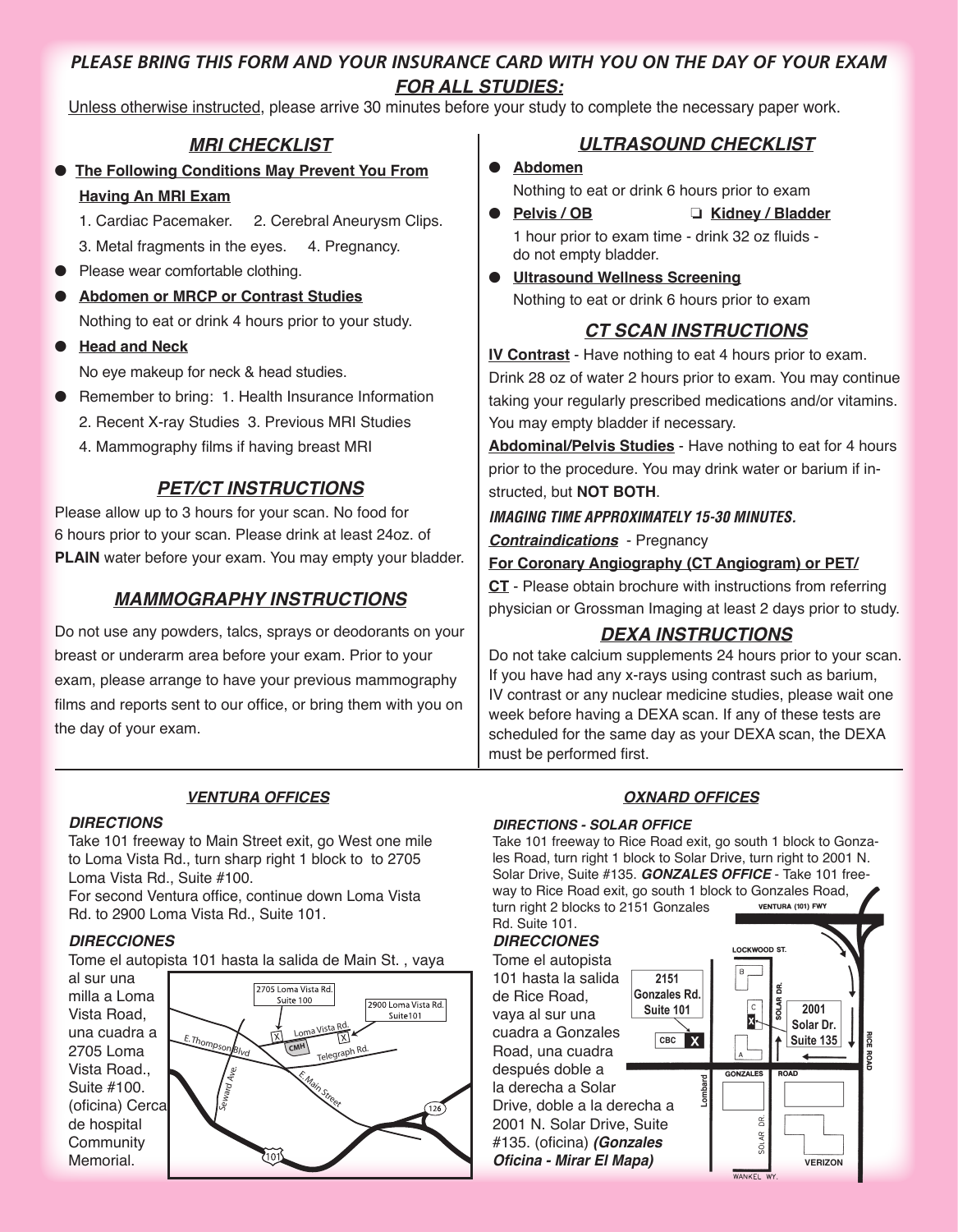*PLEASE BRING THIS FORM AND YOUR INSURANCE CARD WITH YOU ON THE DAY OF YOUR EXAM*

***FOR ALL STUDIES:***

Unless otherwise instructed, please arrive 30 minutes before your study to complete the necessary paper work.

## *MRI CHECKLIST*

- **The Following Conditions May Prevent You From Having An MRI Exam**
  1. Cardiac Pacemaker. 2. Cerebral Aneurysm Clips.
  3. Metal fragments in the eyes. 4. Pregnancy.
- Please wear comfortable clothing.
- **Abdomen or MRCP or Contrast Studies**
  Nothing to eat or drink 4 hours prior to your study.
- **Head and Neck**
  No eye makeup for neck & head studies.
- Remember to bring: 1. Health Insurance Information
  2. Recent X-ray Studies 3. Previous MRI Studies
  4. Mammography films if having breast MRI

## *PET/CT INSTRUCTIONS*

Please allow up to 3 hours for your scan. No food for 6 hours prior to your scan. Please drink at least 24oz. of **PLAIN** water before your exam. You may empty your bladder.

## *MAMMOGRAPHY INSTRUCTIONS*

Do not use any powders, talcs, sprays or deodorants on your breast or underarm area before your exam. Prior to your exam, please arrange to have your previous mammography films and reports sent to our office, or bring them with you on the day of your exam.

## *ULTRASOUND CHECKLIST*

- **Abdomen**
  Nothing to eat or drink 6 hours prior to exam
- **Pelvis / OB** ❏ **Kidney / Bladder**
  1 hour prior to exam time - drink 32 oz fluids - do not empty bladder.
- **Ultrasound Wellness Screening**
  Nothing to eat or drink 6 hours prior to exam

## *CT SCAN INSTRUCTIONS*

**IV Contrast** - Have nothing to eat 4 hours prior to exam. Drink 28 oz of water 2 hours prior to exam. You may continue taking your regularly prescribed medications and/or vitamins. You may empty bladder if necessary.

**Abdominal/Pelvis Studies** - Have nothing to eat for 4 hours prior to the procedure. You may drink water or barium if instructed, but **NOT BOTH**.

***IMAGING TIME APPROXIMATELY 15-30 MINUTES.***

***Contraindications*** - Pregnancy

**For Coronary Angiography (CT Angiogram) or PET/CT** - Please obtain brochure with instructions from referring physician or Grossman Imaging at least 2 days prior to study.

## *DEXA INSTRUCTIONS*

Do not take calcium supplements 24 hours prior to your scan. If you have had any x-rays using contrast such as barium, IV contrast or any nuclear medicine studies, please wait one week before having a DEXA scan. If any of these tests are scheduled for the same day as your DEXA scan, the DEXA must be performed first.

## *VENTURA OFFICES*

### *DIRECTIONS*

Take 101 freeway to Main Street exit, go West one mile to Loma Vista Rd., turn sharp right 1 block to to 2705 Loma Vista Rd., Suite #100.

For second Ventura office, continue down Loma Vista Rd. to 2900 Loma Vista Rd., Suite 101.

### *DIRECCIONES*

Tome el autopista 101 hasta la salida de Main St. , vaya al sur una milla a Loma Vista Road, una cuadra a 2705 Loma Vista Road., Suite #100. (oficina) Cerca de hospital Community Memorial.

2705 Loma Vista Rd. Suite 100
2900 Loma Vista Rd. Suite101
Loma Vista Rd.
CMH
E. Thompson Blvd
Telegraph Rd.
Seward Ave.
E. Main Street
126
101

## *OXNARD OFFICES*

### *DIRECTIONS - SOLAR OFFICE*

Take 101 freeway to Rice Road exit, go south 1 block to Gonzales Road, turn right 1 block to Solar Drive, turn right to 2001 N. Solar Drive, Suite #135. ***GONZALES OFFICE*** - Take 101 freeway to Rice Road exit, go south 1 block to Gonzales Road, turn right 2 blocks to 2151 Gonzales Rd. Suite 101.

### *DIRECCIONES*

Tome el autopista 101 hasta la salida de Rice Road, vaya al sur una cuadra a Gonzales Road, una cuadra después doble a la derecha a Solar Drive, doble a la derecha a 2001 N. Solar Drive, Suite #135. (oficina) ***(Gonzales Oficina - Mirar El Mapa)***

VENTURA (101) FWY
LOCKWOOD ST.
2151 Gonzales Rd. Suite 101
2001 Solar Dr. Suite 135
CBC
SOLAR DR.
RICE ROAD
GONZALES ROAD
Lombard
VERIZON
WANKEL WY.